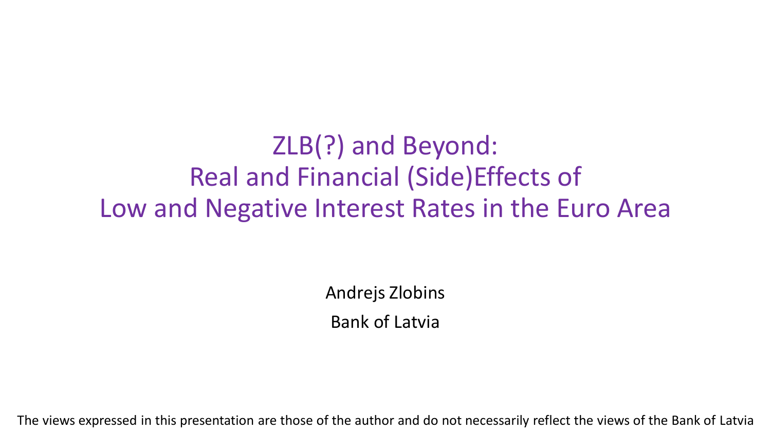# ZLB(?) and Beyond: Real and Financial (Side)Effects of Low and Negative Interest Rates in the Euro Area

Andrejs Zlobins

Bank of Latvia

The views expressed in this presentation are those of the author and do not necessarily reflect the views of the Bank of Latvia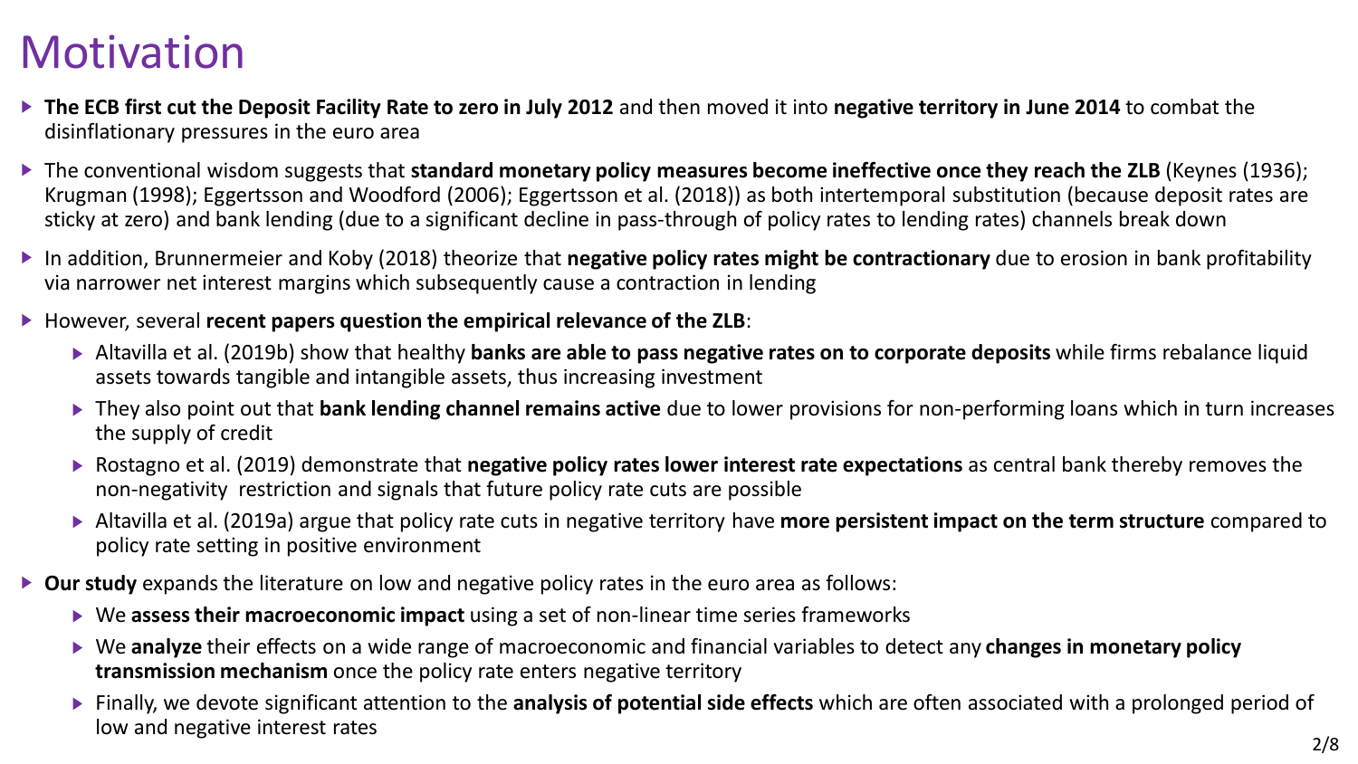# Motivation

- **The ECB first cut the Deposit Facility Rate to zero in July 2012** and then moved it into **negative territory in June 2014** to combat the disinflationary pressures in the euro area
- The conventional wisdom suggests that **standard monetary policy measures become ineffective once they reach the ZLB** (Keynes (1936); Krugman (1998); Eggertsson and Woodford (2006); Eggertsson et al. (2018)) as both intertemporal substitution (because deposit rates are sticky at zero) and bank lending (due to a significant decline in pass-through of policy rates to lending rates) channels break down
- In addition, Brunnermeier and Koby (2018) theorize that **negative policy rates might be contractionary** due to erosion in bank profitability via narrower net interest margins which subsequently cause a contraction in lending
- However, several **recent papers question the empirical relevance of the ZLB**:
  - Altavilla et al. (2019b) show that healthy **banks are able to pass negative rates on to corporate deposits** while firms rebalance liquid assets towards tangible and intangible assets, thus increasing investment
  - They also point out that **bank lending channel remains active** due to lower provisions for non-performing loans which in turn increases the supply of credit
  - Rostagno et al. (2019) demonstrate that **negative policy rates lower interest rate expectations** as central bank thereby removes the non-negativity restriction and signals that future policy rate cuts are possible
  - Altavilla et al. (2019a) argue that policy rate cuts in negative territory have **more persistent impact on the term structure** compared to policy rate setting in positive environment
- **Our study** expands the literature on low and negative policy rates in the euro area as follows:
  - We **assess their macroeconomic impact** using a set of non-linear time series frameworks
  - We **analyze** their effects on a wide range of macroeconomic and financial variables to detect any **changes in monetary policy transmission mechanism** once the policy rate enters negative territory
  - Finally, we devote significant attention to the **analysis of potential side effects** which are often associated with a prolonged period of low and negative interest rates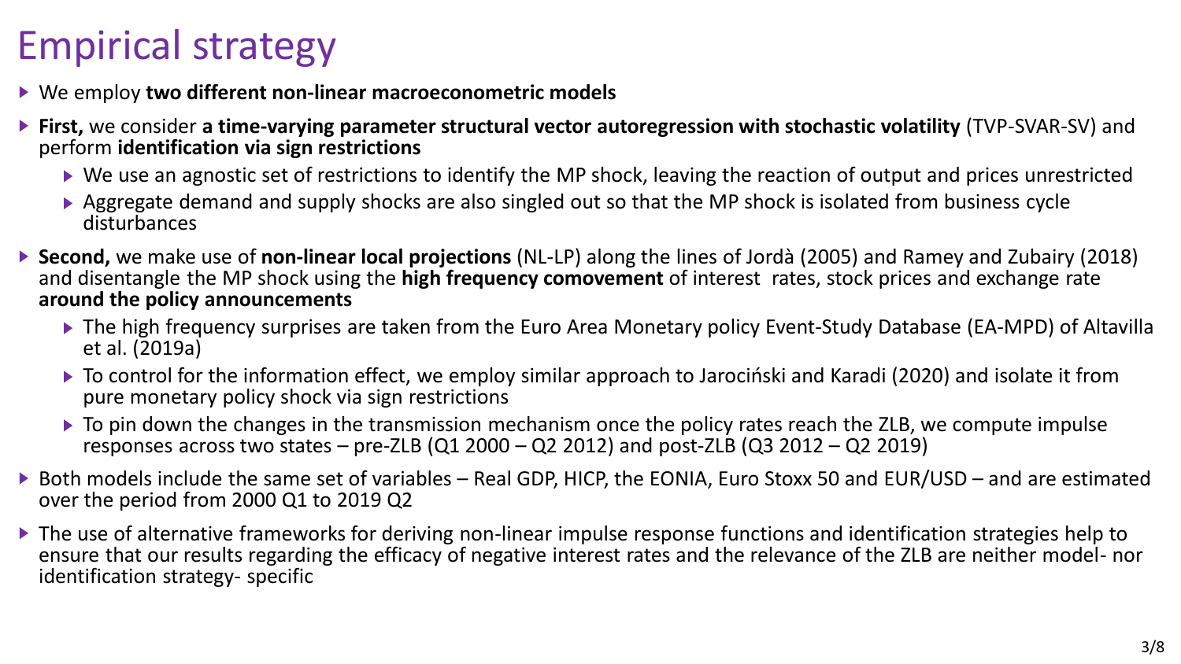# Empirical strategy

- We employ **two different non-linear macroeconometric models**
- **First,** we consider **a time-varying parameter structural vector autoregression with stochastic volatility** (TVP-SVAR-SV) and perform **identification via sign restrictions**
  - We use an agnostic set of restrictions to identify the MP shock, leaving the reaction of output and prices unrestricted
  - Aggregate demand and supply shocks are also singled out so that the MP shock is isolated from business cycle disturbances
- **Second,** we make use of **non-linear local projections** (NL-LP) along the lines of Jordà (2005) and Ramey and Zubairy (2018) and disentangle the MP shock using the **high frequency comovement** of interest rates, stock prices and exchange rate **around the policy announcements**
  - The high frequency surprises are taken from the Euro Area Monetary policy Event-Study Database (EA-MPD) of Altavilla et al. (2019a)
  - To control for the information effect, we employ similar approach to Jarociński and Karadi (2020) and isolate it from pure monetary policy shock via sign restrictions
  - To pin down the changes in the transmission mechanism once the policy rates reach the ZLB, we compute impulse responses across two states – pre-ZLB (Q1 2000 – Q2 2012) and post-ZLB (Q3 2012 – Q2 2019)
- Both models include the same set of variables – Real GDP, HICP, the EONIA, Euro Stoxx 50 and EUR/USD – and are estimated over the period from 2000 Q1 to 2019 Q2
- The use of alternative frameworks for deriving non-linear impulse response functions and identification strategies help to ensure that our results regarding the efficacy of negative interest rates and the relevance of the ZLB are neither model- nor identification strategy- specific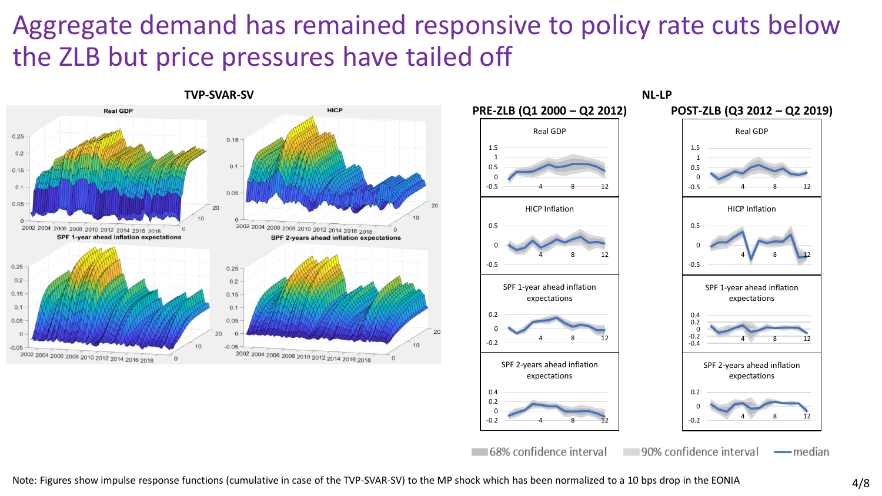# Aggregate demand has remained responsive to policy rate cuts below the ZLB but price pressures have tailed off

**TVP-SVAR-SV**

Real GDP | HICP

SPF 1-year ahead inflation expectations | SPF 2-years ahead inflation expectations

**NL-LP**

**PRE-ZLB (Q1 2000 – Q2 2012)** | **POST-ZLB (Q3 2012 – Q2 2019)**

Real GDP | HICP Inflation | SPF 1-year ahead inflation expectations | SPF 2-years ahead inflation expectations

68% confidence interval | 90% confidence interval | median

Note: Figures show impulse response functions (cumulative in case of the TVP-SVAR-SV) to the MP shock which has been normalized to a 10 bps drop in the EONIA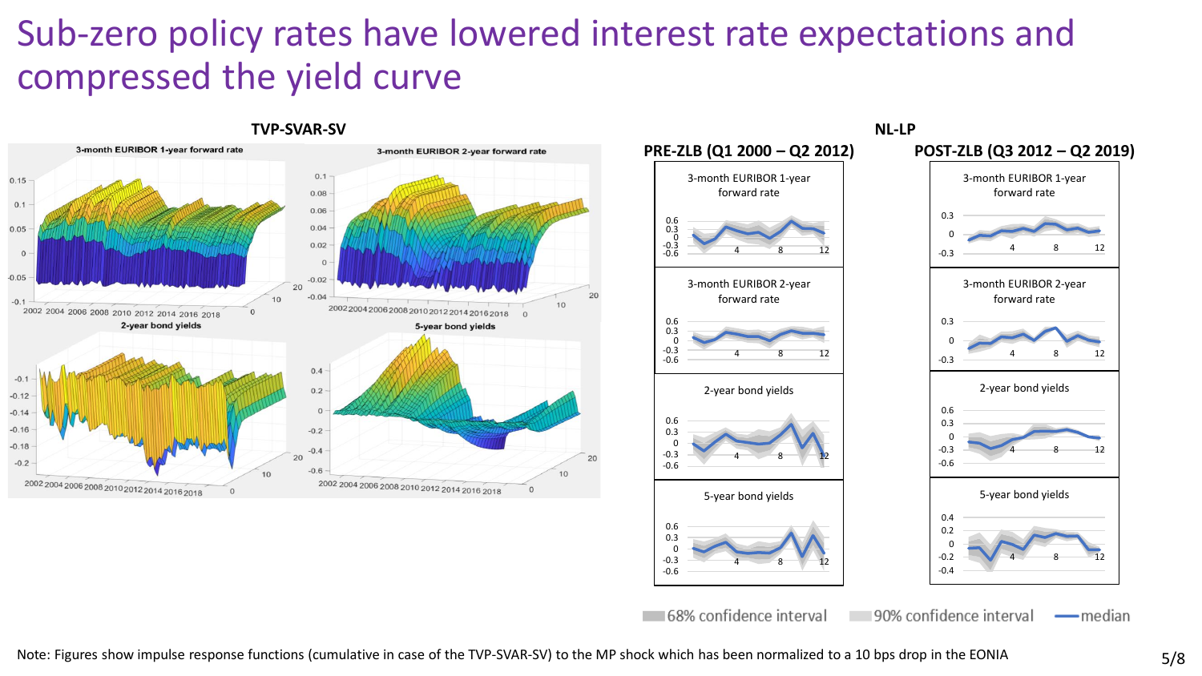# Sub-zero policy rates have lowered interest rate expectations and compressed the yield curve

**TVP-SVAR-SV**

3-month EURIBOR 1-year forward rate

3-month EURIBOR 2-year forward rate

2-year bond yields

5-year bond yields

**NL-LP**

**PRE-ZLB (Q1 2000 – Q2 2012)**

3-month EURIBOR 1-year forward rate

3-month EURIBOR 2-year forward rate

2-year bond yields

5-year bond yields

**POST-ZLB (Q3 2012 – Q2 2019)**

3-month EURIBOR 1-year forward rate

3-month EURIBOR 2-year forward rate

2-year bond yields

5-year bond yields

68% confidence interval | 90% confidence interval | median

Note: Figures show impulse response functions (cumulative in case of the TVP-SVAR-SV) to the MP shock which has been normalized to a 10 bps drop in the EONIA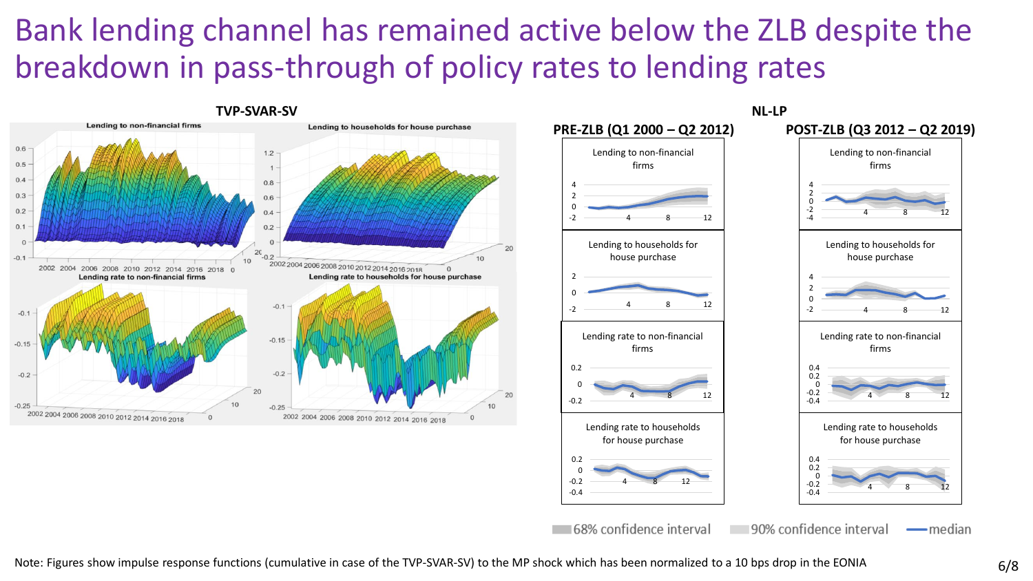# Bank lending channel has remained active below the ZLB despite the breakdown in pass-through of policy rates to lending rates

**TVP-SVAR-SV**

Lending to non-financial firms

Lending to households for house purchase

Lending rate to non-financial firms

Lending rate to households for house purchase

**NL-LP**

**PRE-ZLB (Q1 2000 – Q2 2012)**

**POST-ZLB (Q3 2012 – Q2 2019)**

Lending to non-financial firms

Lending to households for house purchase

Lending rate to non-financial firms

Lending rate to households for house purchase

68% confidence interval — 90% confidence interval — median

Note: Figures show impulse response functions (cumulative in case of the TVP-SVAR-SV) to the MP shock which has been normalized to a 10 bps drop in the EONIA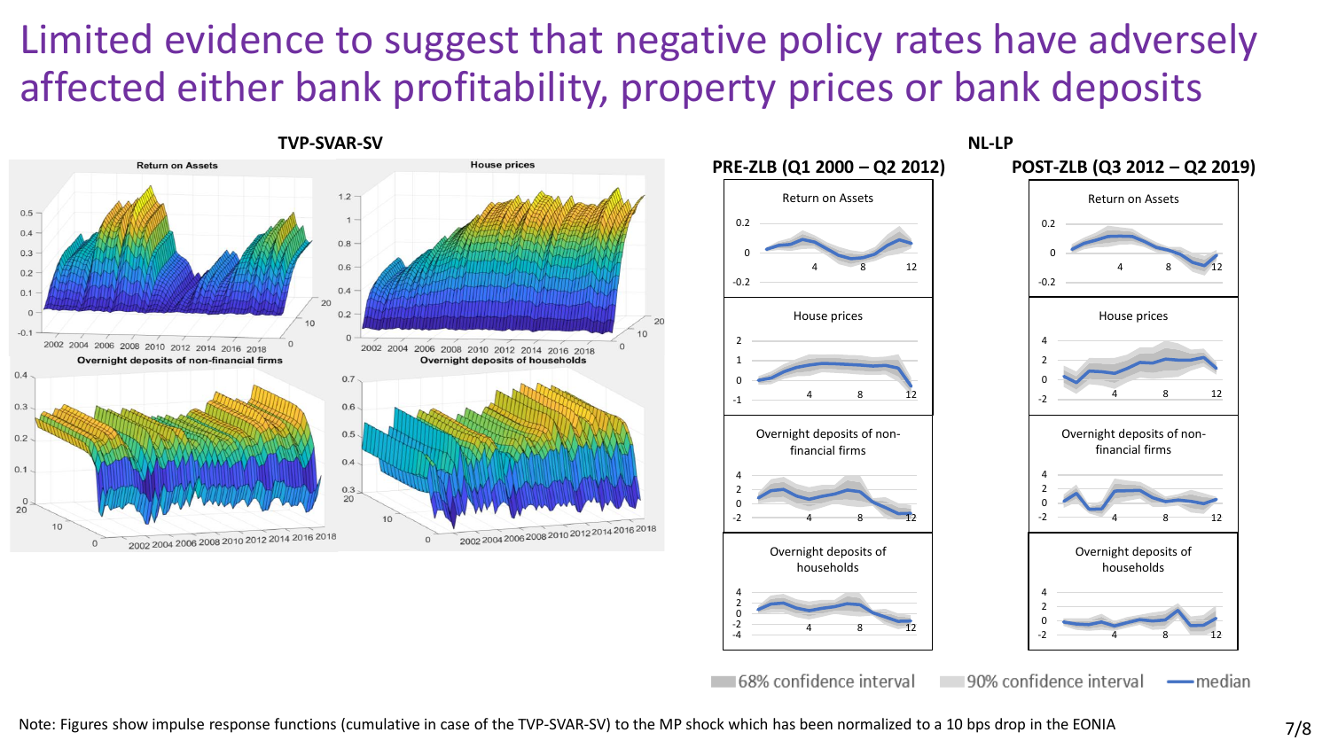# Limited evidence to suggest that negative policy rates have adversely affected either bank profitability, property prices or bank deposits

**TVP-SVAR-SV**

Return on Assets

House prices

Overnight deposits of non-financial firms

Overnight deposits of households

**NL-LP**

**PRE-ZLB (Q1 2000 – Q2 2012)**

Return on Assets

House prices

Overnight deposits of non-financial firms

Overnight deposits of households

**POST-ZLB (Q3 2012 – Q2 2019)**

Return on Assets

House prices

Overnight deposits of non-financial firms

Overnight deposits of households

68% confidence interval  90% confidence interval  median

Note: Figures show impulse response functions (cumulative in case of the TVP-SVAR-SV) to the MP shock which has been normalized to a 10 bps drop in the EONIA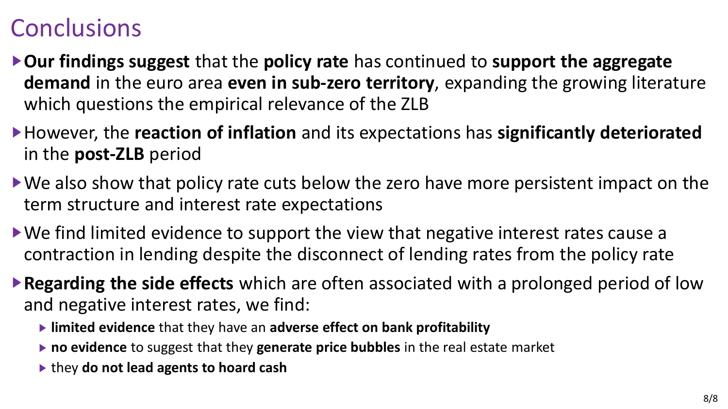# Conclusions

- **Our findings suggest** that the **policy rate** has continued to **support the aggregate demand** in the euro area **even in sub-zero territory**, expanding the growing literature which questions the empirical relevance of the ZLB
- However, the **reaction of inflation** and its expectations has **significantly deteriorated** in the **post-ZLB** period
- We also show that policy rate cuts below the zero have more persistent impact on the term structure and interest rate expectations
- We find limited evidence to support the view that negative interest rates cause a contraction in lending despite the disconnect of lending rates from the policy rate
- **Regarding the side effects** which are often associated with a prolonged period of low and negative interest rates, we find:
  - **limited evidence** that they have an **adverse effect on bank profitability**
  - **no evidence** to suggest that they **generate price bubbles** in the real estate market
  - they **do not lead agents to hoard cash**